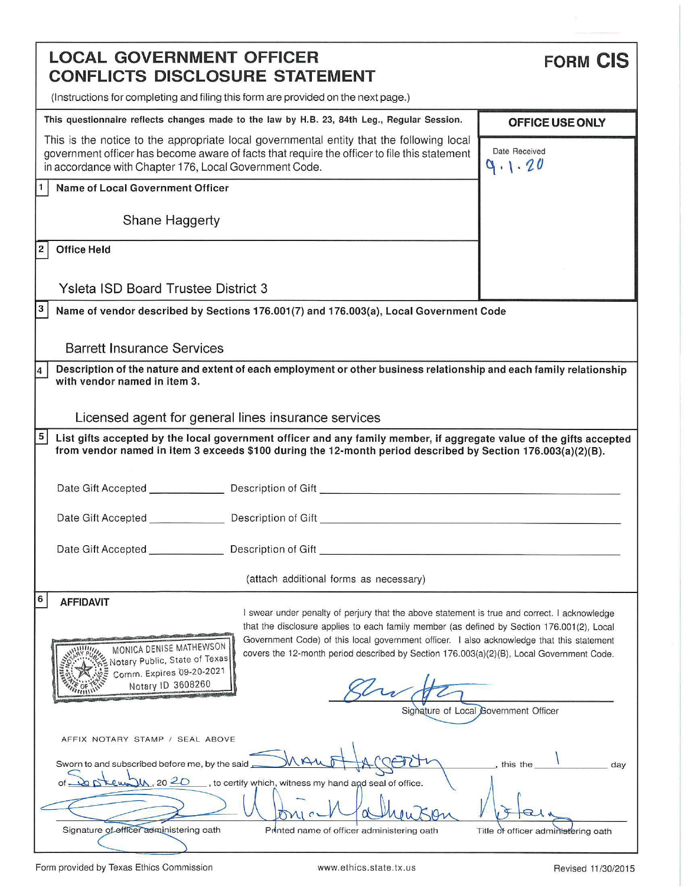# LOCAL GOVERNMENT OFFICER CONFLICTS DISCLOSURE STATEMENT

**FORM CIS**

(Instructions for completing and filing this form are provided on the next page.)

**This questionnaire reflects changes made to the law by H.B. 23, 84th Leg., Regular Session.**

**OFFICE USE ONLY**

Date Received 9.1.20

This is the notice to the appropriate local governmental entity that the following local government officer has become aware of facts that require the officer to file this statement in accordance with Chapter 176, Local Government Code.

**1 Name of Local Government Officer**

Shane Haggerty

**2 Office Held**

Ysleta ISD Board Trustee District 3

**3 Name of vendor described by Sections 176.001(7) and 176.003(a), Local Government Code**

Barrett Insurance Services

**4 Description of the nature and extent of each employment or other business relationship and each family relationship with vendor named in item 3.**

Licensed agent for general lines insurance services

**5 List gifts accepted by the local government officer and any family member, if aggregate value of the gifts accepted from vendor named in item 3 exceeds $100 during the 12-month period described by Section 176.003(a)(2)(B).**

Date Gift Accepted ____________ Description of Gift ____________

Date Gift Accepted ____________ Description of Gift ____________

Date Gift Accepted ____________ Description of Gift ____________

(attach additional forms as necessary)

**6 AFFIDAVIT**

I swear under penalty of perjury that the above statement is true and correct. I acknowledge that the disclosure applies to each family member (as defined by Section 176.001(2), Local Government Code) of this local government officer. I also acknowledge that this statement covers the 12-month period described by Section 176.003(a)(2)(B), Local Government Code.

MONICA DENISE MATHEWSON
Notary Public, State of Texas
Comm. Expires 09-20-2021
Notary ID 3608260

[Signature]
Signature of Local Government Officer

AFFIX NOTARY STAMP / SEAL ABOVE

Sworn to and subscribed before me, by the said Shane Haggerty, this the 1 day of September, 20 20, to certify which, witness my hand and seal of office.

[Signature] Signature of officer administering oath | Monica Mathewson Printed name of officer administering oath | Notary Title of officer administering oath

Form provided by Texas Ethics Commission www.ethics.state.tx.us Revised 11/30/2015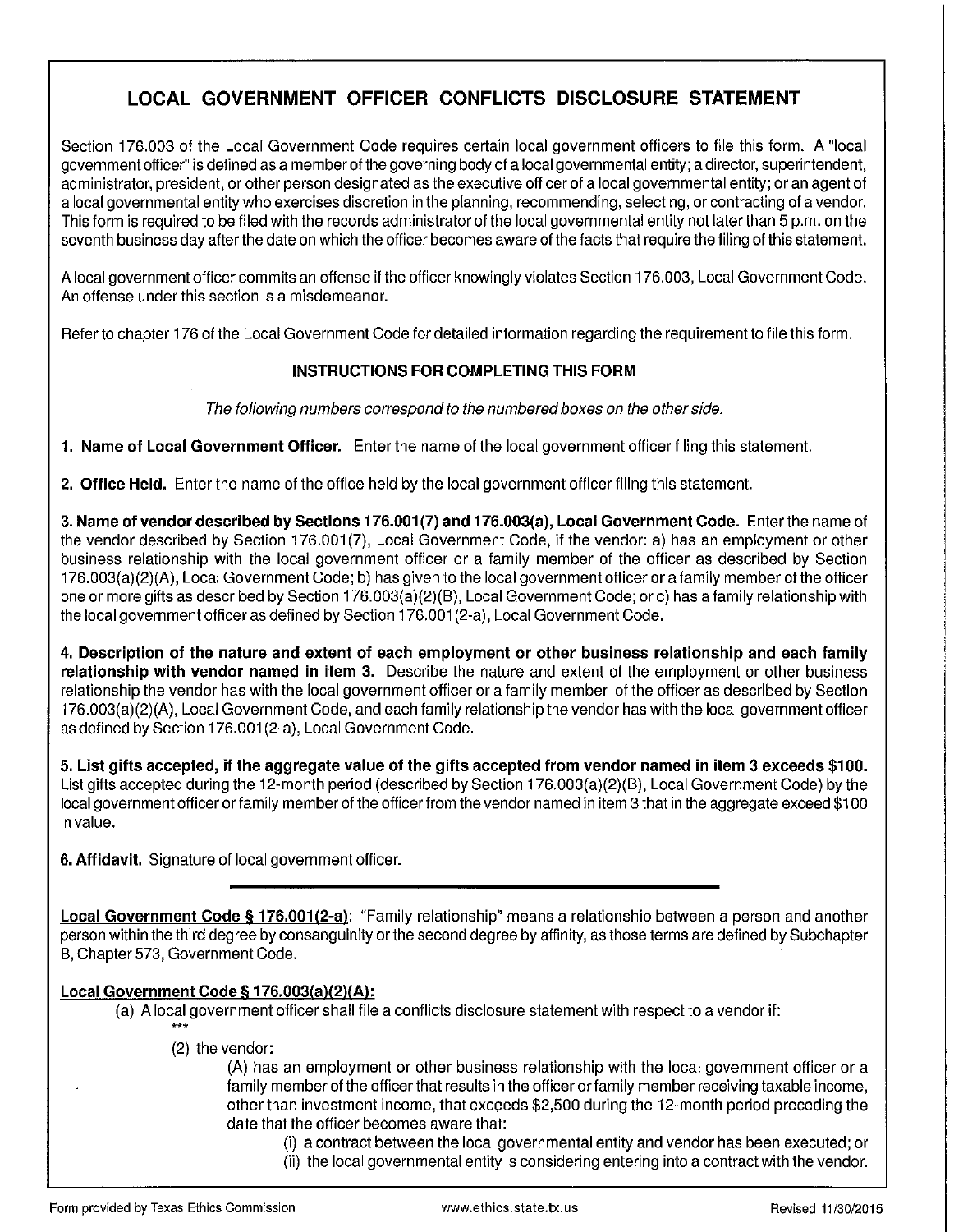# LOCAL GOVERNMENT OFFICER CONFLICTS DISCLOSURE STATEMENT

Section 176.003 of the Local Government Code requires certain local government officers to file this form. A "local government officer" is defined as a member of the governing body of a local governmental entity; a director, superintendent, administrator, president, or other person designated as the executive officer of a local governmental entity; or an agent of a local governmental entity who exercises discretion in the planning, recommending, selecting, or contracting of a vendor. This form is required to be filed with the records administrator of the local governmental entity not later than 5 p.m. on the seventh business day after the date on which the officer becomes aware of the facts that require the filing of this statement.

A local government officer commits an offense if the officer knowingly violates Section 176.003, Local Government Code. An offense under this section is a misdemeanor.

Refer to chapter 176 of the Local Government Code for detailed information regarding the requirement to file this form.

## INSTRUCTIONS FOR COMPLETING THIS FORM

*The following numbers correspond to the numbered boxes on the other side.*

**1. Name of Local Government Officer.** Enter the name of the local government officer filing this statement.

**2. Office Held.** Enter the name of the office held by the local government officer filing this statement.

**3. Name of vendor described by Sections 176.001(7) and 176.003(a), Local Government Code.** Enter the name of the vendor described by Section 176.001(7), Local Government Code, if the vendor: a) has an employment or other business relationship with the local government officer or a family member of the officer as described by Section 176.003(a)(2)(A), Local Government Code; b) has given to the local government officer or a family member of the officer one or more gifts as described by Section 176.003(a)(2)(B), Local Government Code; or c) has a family relationship with the local government officer as defined by Section 176.001(2-a), Local Government Code.

**4. Description of the nature and extent of each employment or other business relationship and each family relationship with vendor named in item 3.** Describe the nature and extent of the employment or other business relationship the vendor has with the local government officer or a family member of the officer as described by Section 176.003(a)(2)(A), Local Government Code, and each family relationship the vendor has with the local government officer as defined by Section 176.001(2-a), Local Government Code.

**5. List gifts accepted, if the aggregate value of the gifts accepted from vendor named in item 3 exceeds $100.** List gifts accepted during the 12-month period (described by Section 176.003(a)(2)(B), Local Government Code) by the local government officer or family member of the officer from the vendor named in item 3 that in the aggregate exceed $100 in value.

**6. Affidavit.** Signature of local government officer.

---

**Local Government Code § 176.001(2-a)**: "Family relationship" means a relationship between a person and another person within the third degree by consanguinity or the second degree by affinity, as those terms are defined by Subchapter B, Chapter 573, Government Code.

**Local Government Code § 176.003(a)(2)(A):**

(a) A local government officer shall file a conflicts disclosure statement with respect to a vendor if:

***

(2) the vendor:

(A) has an employment or other business relationship with the local government officer or a family member of the officer that results in the officer or family member receiving taxable income, other than investment income, that exceeds $2,500 during the 12-month period preceding the date that the officer becomes aware that:

(i) a contract between the local governmental entity and vendor has been executed; or

(ii) the local governmental entity is considering entering into a contract with the vendor.

Form provided by Texas Ethics Commission www.ethics.state.tx.us Revised 11/30/2015